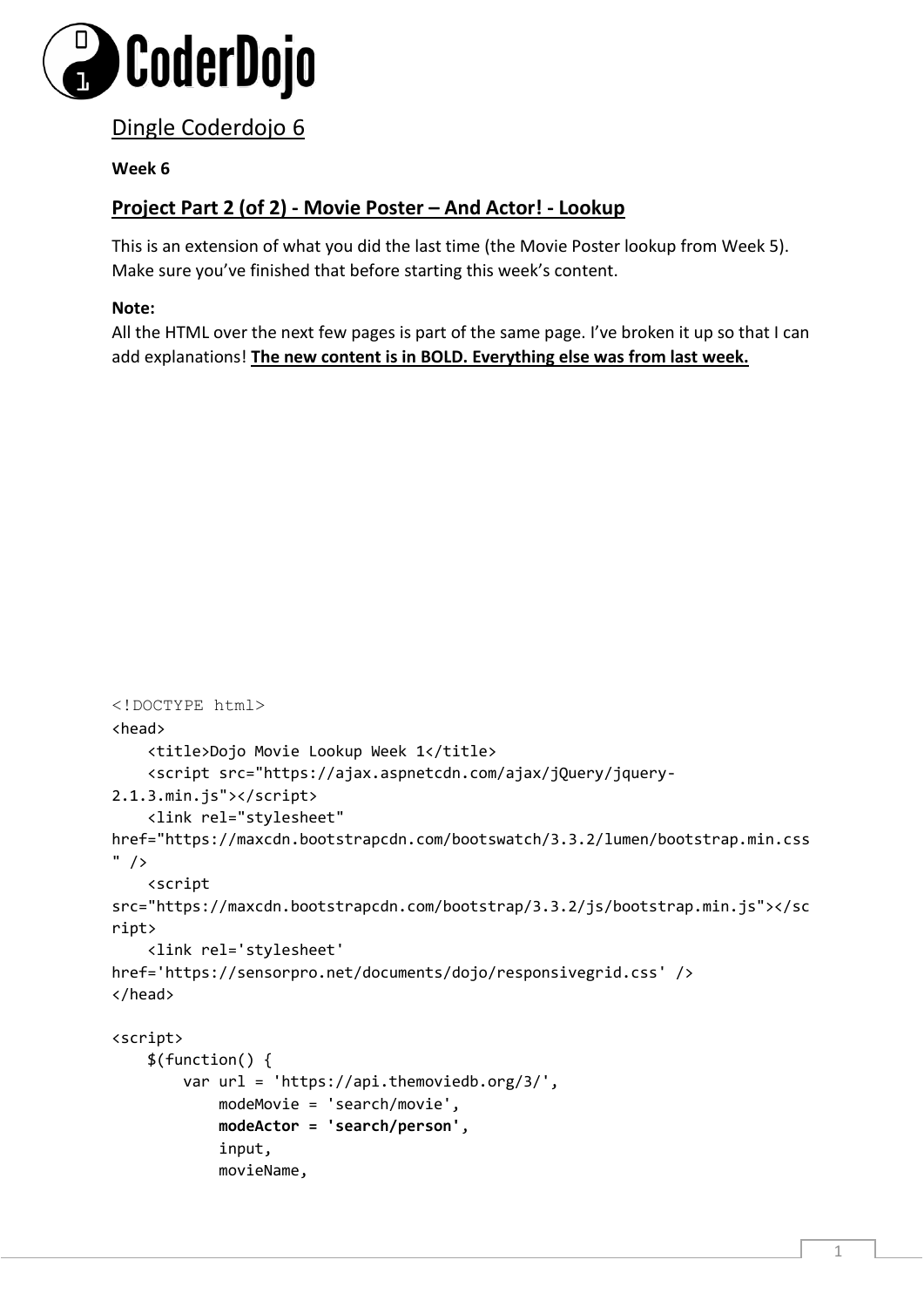# Dingle Coderdojo 6

**Week 6**

## Project Part 2 (of 2) - Movie Poster – And Actor! - Lookup

This is an extension of what you did the last time (the Movie Poster lookup from Week 5). Make sure you've finished that before starting this week's content.

**Note:**
All the HTML over the next few pages is part of the same page. I've broken it up so that I can add explanations! **The new content is in BOLD. Everything else was from last week.**

```
<!DOCTYPE html>
<head>
    <title>Dojo Movie Lookup Week 1</title>
    <script src="https://ajax.aspnetcdn.com/ajax/jQuery/jquery-2.1.3.min.js"></script>
    <link rel="stylesheet" href="https://maxcdn.bootstrapcdn.com/bootswatch/3.3.2/lumen/bootstrap.min.css" />
    <script src="https://maxcdn.bootstrapcdn.com/bootstrap/3.3.2/js/bootstrap.min.js"></script>
    <link rel='stylesheet' href='https://sensorpro.net/documents/dojo/responsivegrid.css' />
</head>

<script>
    $(function() {
        var url = 'https://api.themoviedb.org/3/',
            modeMovie = 'search/movie',
            modeActor = 'search/person',
            input,
            movieName,
```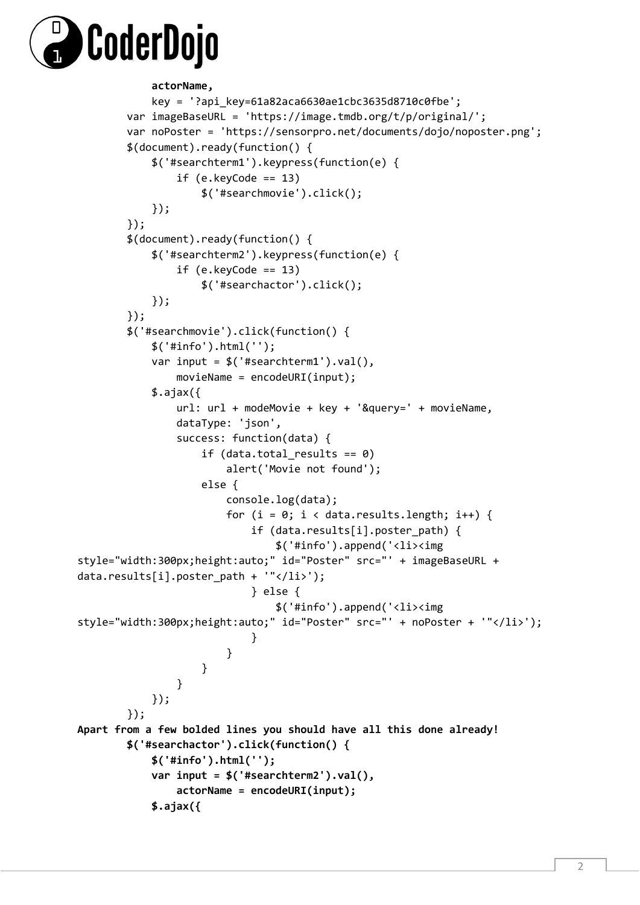```
            actorName,
            key = '?api_key=61a82aca6630ae1cbc3635d8710c0fbe';
        var imageBaseURL = 'https://image.tmdb.org/t/p/original/';
        var noPoster = 'https://sensorpro.net/documents/dojo/noposter.png';
        $(document).ready(function() {
            $('#searchterm1').keypress(function(e) {
                if (e.keyCode == 13)
                    $('#searchmovie').click();
            });
        });
        $(document).ready(function() {
            $('#searchterm2').keypress(function(e) {
                if (e.keyCode == 13)
                    $('#searchactor').click();
            });
        });
        $('#searchmovie').click(function() {
            $('#info').html('');
            var input = $('#searchterm1').val(),
                movieName = encodeURI(input);
            $.ajax({
                url: url + modeMovie + key + '&query=' + movieName,
                dataType: 'json',
                success: function(data) {
                    if (data.total_results == 0)
                        alert('Movie not found');
                    else {
                        console.log(data);
                        for (i = 0; i < data.results.length; i++) {
                            if (data.results[i].poster_path) {
                                $('#info').append('<li><img
style="width:300px;height:auto;" id="Poster" src="' + imageBaseURL +
data.results[i].poster_path + '"</li>');
                            } else {
                                $('#info').append('<li><img
style="width:300px;height:auto;" id="Poster" src="' + noPoster + '"</li>');
                            }
                        }
                    }
                }
            });
        });
```

**Apart from a few bolded lines you should have all this done already!**

```
        $('#searchactor').click(function() {
            $('#info').html('');
            var input = $('#searchterm2').val(),
                actorName = encodeURI(input);
            $.ajax({
```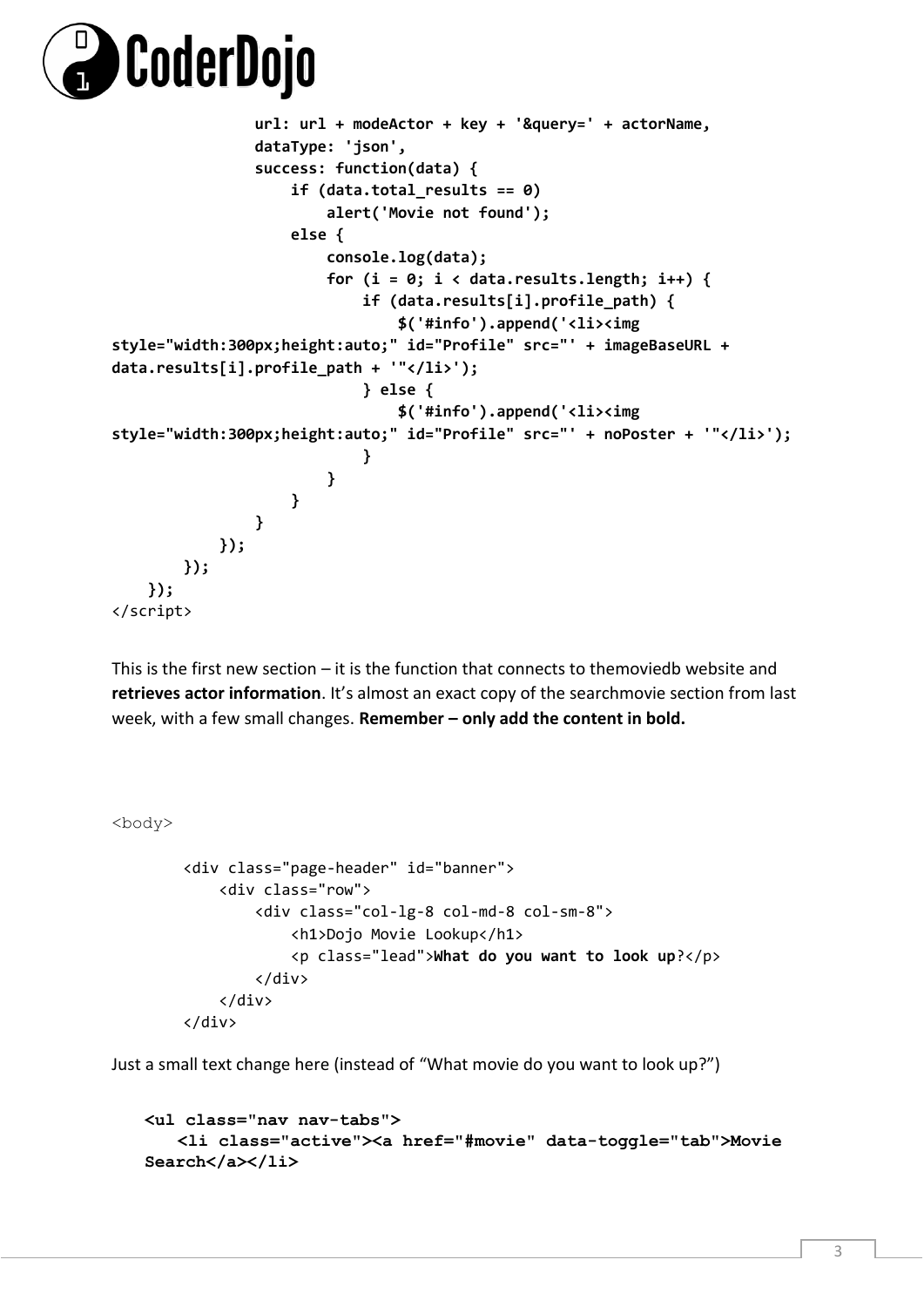```
                url: url + modeActor + key + '&query=' + actorName,
                dataType: 'json',
                success: function(data) {
                    if (data.total_results == 0)
                        alert('Movie not found');
                    else {
                        console.log(data);
                        for (i = 0; i < data.results.length; i++) {
                            if (data.results[i].profile_path) {
                                $('#info').append('<li><img
style="width:300px;height:auto;" id="Profile" src="' + imageBaseURL +
data.results[i].profile_path + '"</li>');
                            } else {
                                $('#info').append('<li><img
style="width:300px;height:auto;" id="Profile" src="' + noPoster + '"</li>');
                            }
                        }
                    }
                }
            });
        });
    });
</script>
```

This is the first new section – it is the function that connects to themoviedb website and **retrieves actor information**. It's almost an exact copy of the searchmovie section from last week, with a few small changes. **Remember – only add the content in bold.**

```
<body>

        <div class="page-header" id="banner">
            <div class="row">
                <div class="col-lg-8 col-md-8 col-sm-8">
                    <h1>Dojo Movie Lookup</h1>
                    <p class="lead">What do you want to look up?</p>
                </div>
            </div>
        </div>
```

Just a small text change here (instead of "What movie do you want to look up?")

```
    <ul class="nav nav-tabs">
        <li class="active"><a href="#movie" data-toggle="tab">Movie
    Search</a></li>
```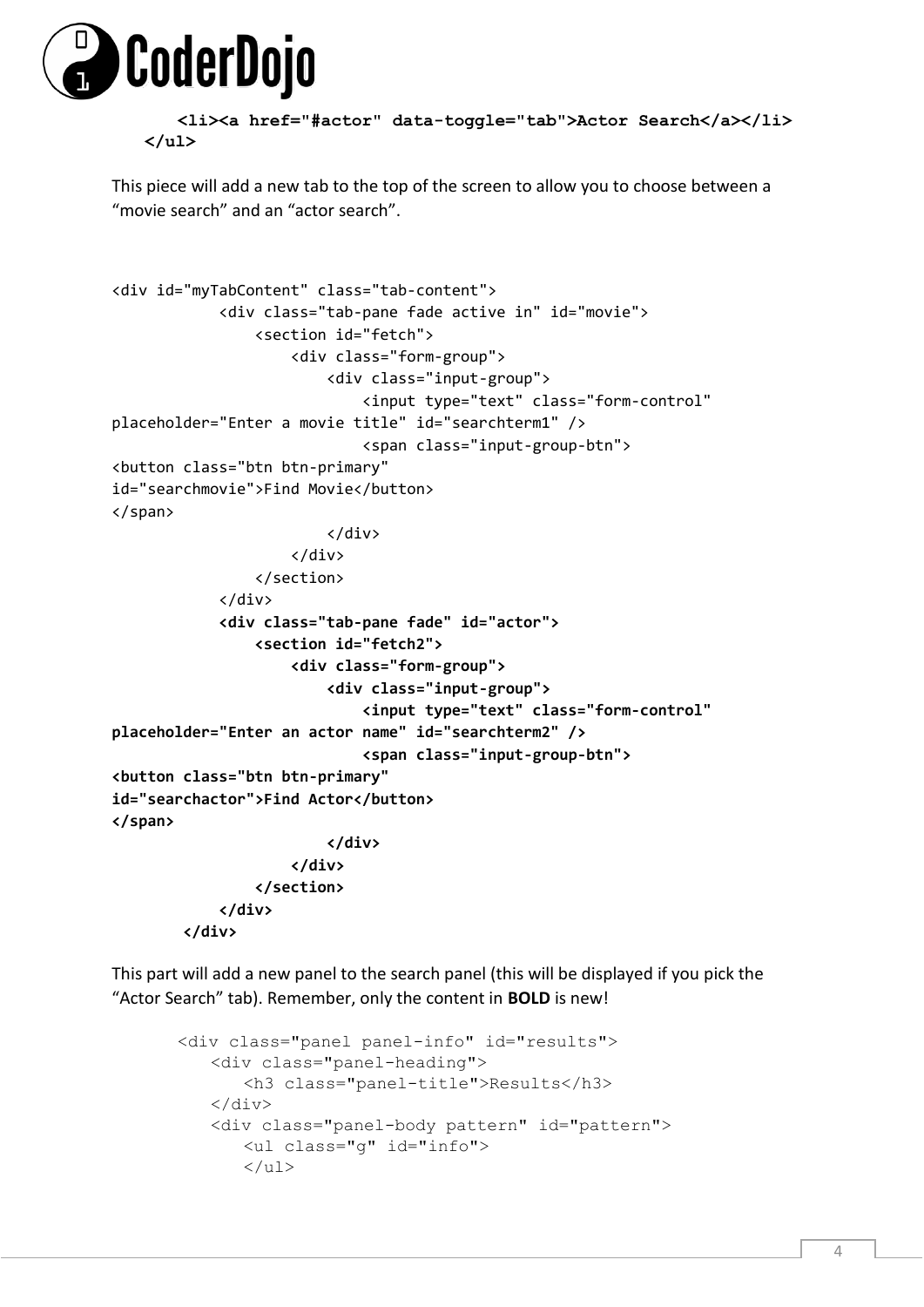```
        <li><a href="#actor" data-toggle="tab">Actor Search</a></li>
    </ul>
```

This piece will add a new tab to the top of the screen to allow you to choose between a “movie search” and an “actor search”.

```
<div id="myTabContent" class="tab-content">
            <div class="tab-pane fade active in" id="movie">
                <section id="fetch">
                    <div class="form-group">
                        <div class="input-group">
                            <input type="text" class="form-control" 
placeholder="Enter a movie title" id="searchterm1" />
                            <span class="input-group-btn">
<button class="btn btn-primary" 
id="searchmovie">Find Movie</button>
</span>
                        </div>
                    </div>
                </section>
            </div>
            <div class="tab-pane fade" id="actor">
                <section id="fetch2">
                    <div class="form-group">
                        <div class="input-group">
                            <input type="text" class="form-control" 
placeholder="Enter an actor name" id="searchterm2" />
                            <span class="input-group-btn">
<button class="btn btn-primary" 
id="searchactor">Find Actor</button>
</span>
                        </div>
                    </div>
                </section>
            </div>
        </div>
```

This part will add a new panel to the search panel (this will be displayed if you pick the “Actor Search” tab). Remember, only the content in **BOLD** is new!

```
        <div class="panel panel-info" id="results">
            <div class="panel-heading">
                <h3 class="panel-title">Results</h3>
            </div>
            <div class="panel-body pattern" id="pattern">
                <ul class="g" id="info">
                </ul>
```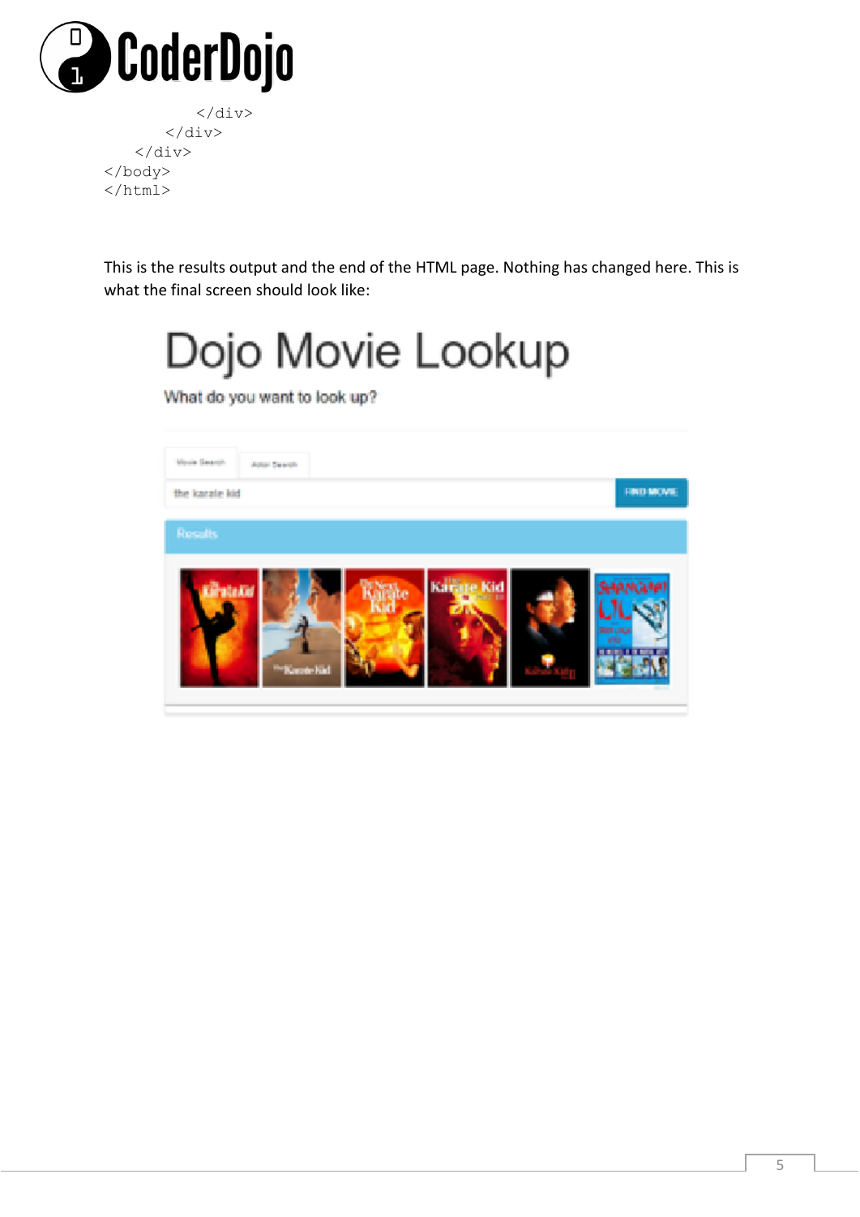```
            </div>
        </div>
    </div>
</body>
</html>
```

This is the results output and the end of the HTML page. Nothing has changed here. This is what the final screen should look like: